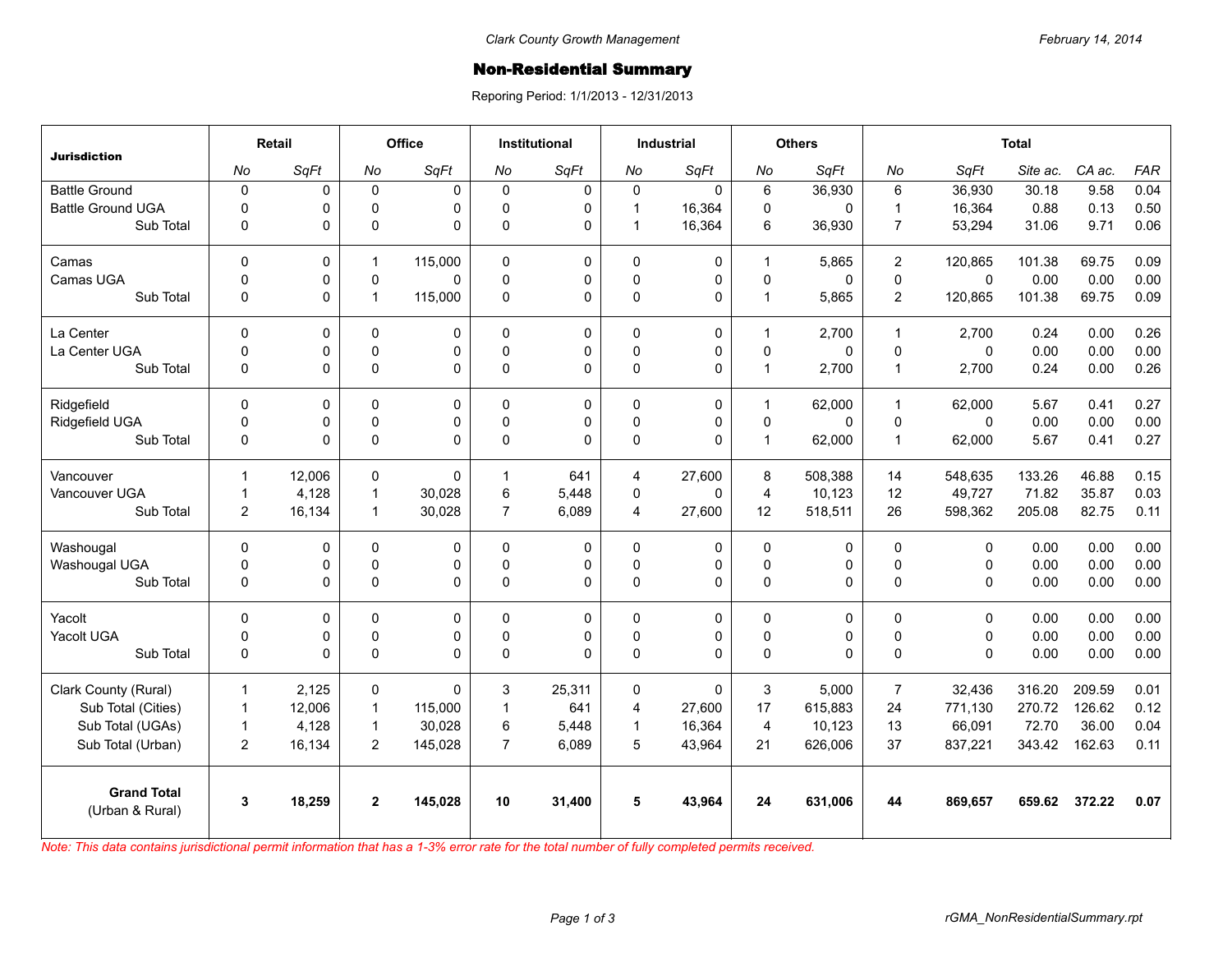Clark County Growth Management

February 14, 2014

# Non-Residential Summary

Reporing Period: 1/1/2013 - 12/31/2013

| Jurisdiction | Retail | | Office | | Institutional | | Industrial | | Others | | Total | | | | |
|---|---|---|---|---|---|---|---|---|---|---|---|---|---|---|---|
| | *No* | *SqFt* | *No* | *SqFt* | *No* | *SqFt* | *No* | *SqFt* | *No* | *SqFt* | *No* | *SqFt* | *Site ac.* | *CA ac.* | *FAR* |
| Battle Ground | 0 | 0 | 0 | 0 | 0 | 0 | 0 | 0 | 6 | 36,930 | 6 | 36,930 | 30.18 | 9.58 | 0.04 |
| Battle Ground UGA | 0 | 0 | 0 | 0 | 0 | 0 | 1 | 16,364 | 0 | 0 | 1 | 16,364 | 0.88 | 0.13 | 0.50 |
| Sub Total | 0 | 0 | 0 | 0 | 0 | 0 | 1 | 16,364 | 6 | 36,930 | 7 | 53,294 | 31.06 | 9.71 | 0.06 |
| Camas | 0 | 0 | 1 | 115,000 | 0 | 0 | 0 | 0 | 1 | 5,865 | 2 | 120,865 | 101.38 | 69.75 | 0.09 |
| Camas UGA | 0 | 0 | 0 | 0 | 0 | 0 | 0 | 0 | 0 | 0 | 0 | 0 | 0.00 | 0.00 | 0.00 |
| Sub Total | 0 | 0 | 1 | 115,000 | 0 | 0 | 0 | 0 | 1 | 5,865 | 2 | 120,865 | 101.38 | 69.75 | 0.09 |
| La Center | 0 | 0 | 0 | 0 | 0 | 0 | 0 | 0 | 1 | 2,700 | 1 | 2,700 | 0.24 | 0.00 | 0.26 |
| La Center UGA | 0 | 0 | 0 | 0 | 0 | 0 | 0 | 0 | 0 | 0 | 0 | 0 | 0.00 | 0.00 | 0.00 |
| Sub Total | 0 | 0 | 0 | 0 | 0 | 0 | 0 | 0 | 1 | 2,700 | 1 | 2,700 | 0.24 | 0.00 | 0.26 |
| Ridgefield | 0 | 0 | 0 | 0 | 0 | 0 | 0 | 0 | 1 | 62,000 | 1 | 62,000 | 5.67 | 0.41 | 0.27 |
| Ridgefield UGA | 0 | 0 | 0 | 0 | 0 | 0 | 0 | 0 | 0 | 0 | 0 | 0 | 0.00 | 0.00 | 0.00 |
| Sub Total | 0 | 0 | 0 | 0 | 0 | 0 | 0 | 0 | 1 | 62,000 | 1 | 62,000 | 5.67 | 0.41 | 0.27 |
| Vancouver | 1 | 12,006 | 0 | 0 | 1 | 641 | 4 | 27,600 | 8 | 508,388 | 14 | 548,635 | 133.26 | 46.88 | 0.15 |
| Vancouver UGA | 1 | 4,128 | 1 | 30,028 | 6 | 5,448 | 0 | 0 | 4 | 10,123 | 12 | 49,727 | 71.82 | 35.87 | 0.03 |
| Sub Total | 2 | 16,134 | 1 | 30,028 | 7 | 6,089 | 4 | 27,600 | 12 | 518,511 | 26 | 598,362 | 205.08 | 82.75 | 0.11 |
| Washougal | 0 | 0 | 0 | 0 | 0 | 0 | 0 | 0 | 0 | 0 | 0 | 0 | 0.00 | 0.00 | 0.00 |
| Washougal UGA | 0 | 0 | 0 | 0 | 0 | 0 | 0 | 0 | 0 | 0 | 0 | 0 | 0.00 | 0.00 | 0.00 |
| Sub Total | 0 | 0 | 0 | 0 | 0 | 0 | 0 | 0 | 0 | 0 | 0 | 0 | 0.00 | 0.00 | 0.00 |
| Yacolt | 0 | 0 | 0 | 0 | 0 | 0 | 0 | 0 | 0 | 0 | 0 | 0 | 0.00 | 0.00 | 0.00 |
| Yacolt UGA | 0 | 0 | 0 | 0 | 0 | 0 | 0 | 0 | 0 | 0 | 0 | 0 | 0.00 | 0.00 | 0.00 |
| Sub Total | 0 | 0 | 0 | 0 | 0 | 0 | 0 | 0 | 0 | 0 | 0 | 0 | 0.00 | 0.00 | 0.00 |
| Clark County (Rural) | 1 | 2,125 | 0 | 0 | 3 | 25,311 | 0 | 0 | 3 | 5,000 | 7 | 32,436 | 316.20 | 209.59 | 0.01 |
| Sub Total (Cities) | 1 | 12,006 | 1 | 115,000 | 1 | 641 | 4 | 27,600 | 17 | 615,883 | 24 | 771,130 | 270.72 | 126.62 | 0.12 |
| Sub Total (UGAs) | 1 | 4,128 | 1 | 30,028 | 6 | 5,448 | 1 | 16,364 | 4 | 10,123 | 13 | 66,091 | 72.70 | 36.00 | 0.04 |
| Sub Total (Urban) | 2 | 16,134 | 2 | 145,028 | 7 | 6,089 | 5 | 43,964 | 21 | 626,006 | 37 | 837,221 | 343.42 | 162.63 | 0.11 |
| **Grand Total** (Urban & Rural) | **3** | **18,259** | **2** | **145,028** | **10** | **31,400** | **5** | **43,964** | **24** | **631,006** | **44** | **869,657** | **659.62** | **372.22** | **0.07** |

*Note: This data contains jurisdictional permit information that has a 1-3% error rate for the total number of fully completed permits received.*

rGMA_NonResidentialSummary.rpt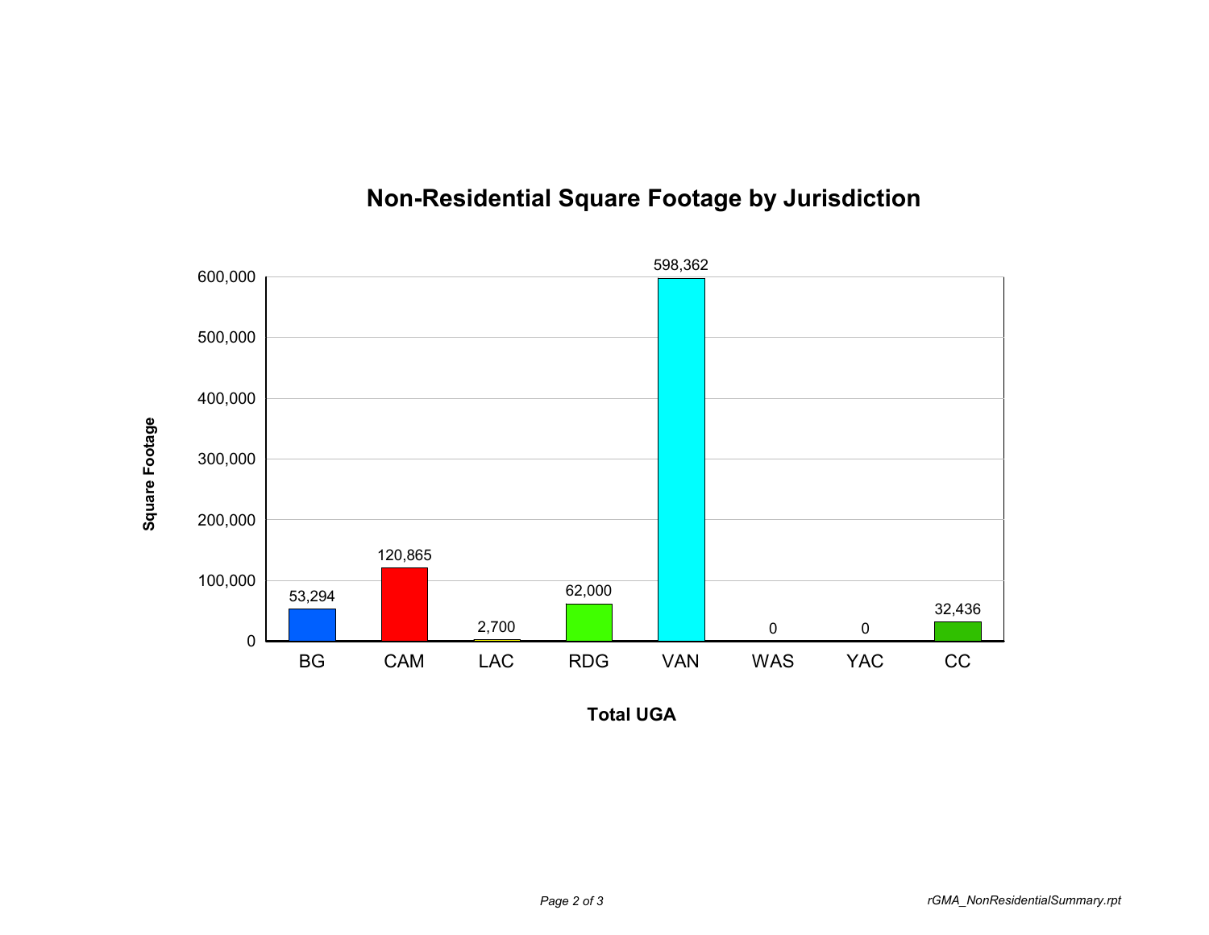# Non-Residential Square Footage by Jurisdiction

| Total UGA | Square Footage |
|---|---|
| BG | 53,294 |
| CAM | 120,865 |
| LAC | 2,700 |
| RDG | 62,000 |
| VAN | 598,362 |
| WAS | 0 |
| YAC | 0 |
| CC | 32,436 |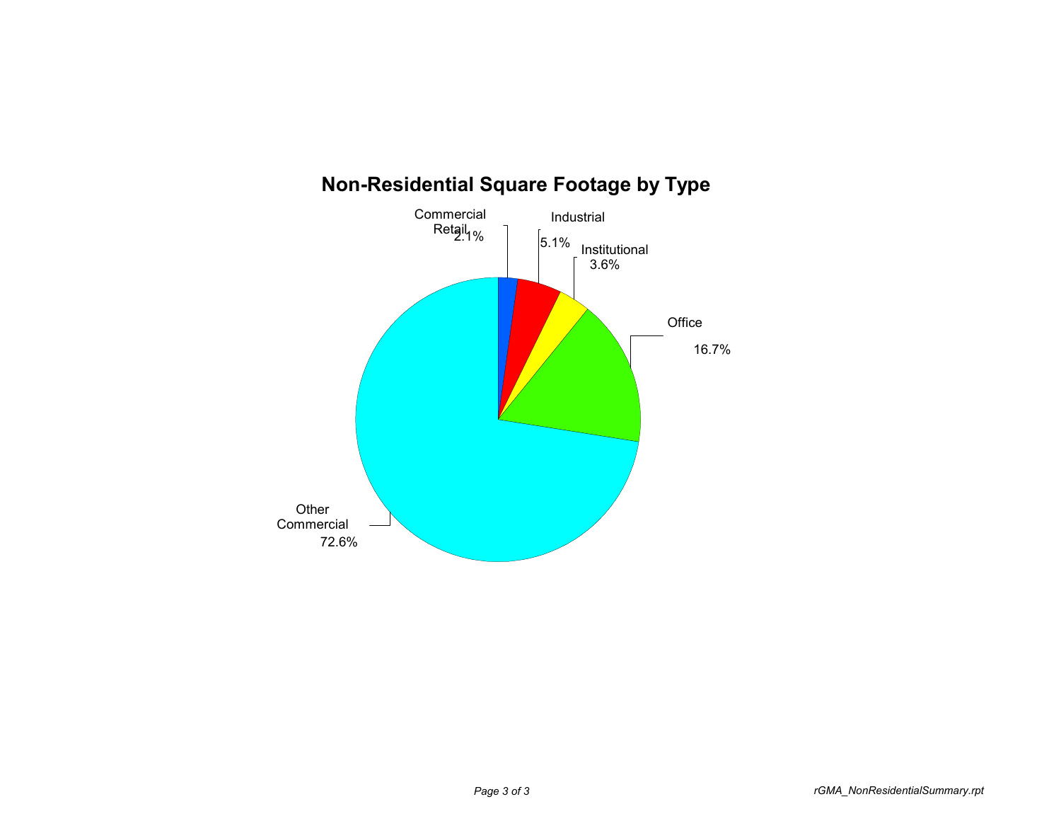# Non-Residential Square Footage by Type

| Type | Percentage |
|---|---|
| Commercial Retail | 2.1% |
| Industrial | 5.1% |
| Institutional | 3.6% |
| Office | 16.7% |
| Other Commercial | 72.6% |

rGMA_NonResidentialSummary.rpt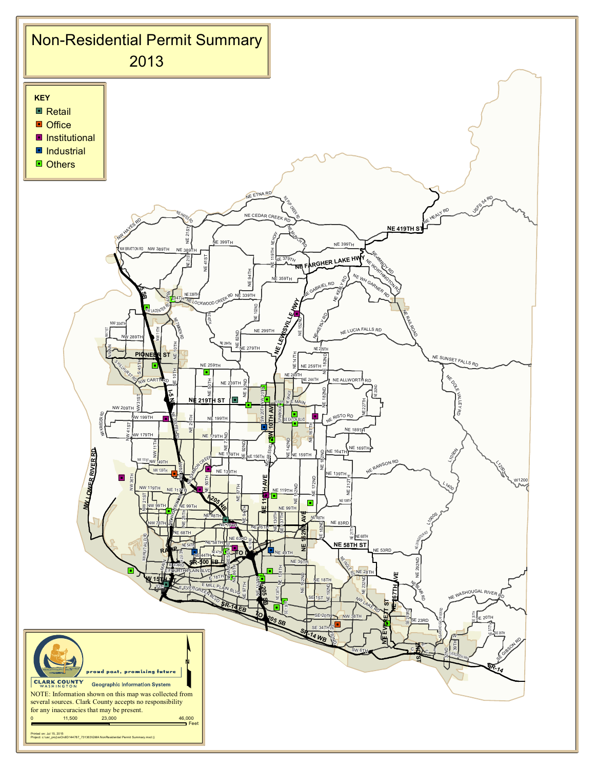# Non-Residential Permit Summary 2013

**KEY**

- Retail
- Office
- Institutional
- Industrial
- Others

proud past, promising future

CLARK COUNTY WASHINGTON

Geographic Information System

NOTE: Information shown on this map was collected from several sources. Clark County accepts no responsibility for any inaccuracies that may be present.

0 11,500 23,000 46,000 Feet

Printed on: Jul 15, 2015
Project: c:\usr_proj\xxOrdID144787_731363\GMA NonResidential Permit Summary.mxd ()